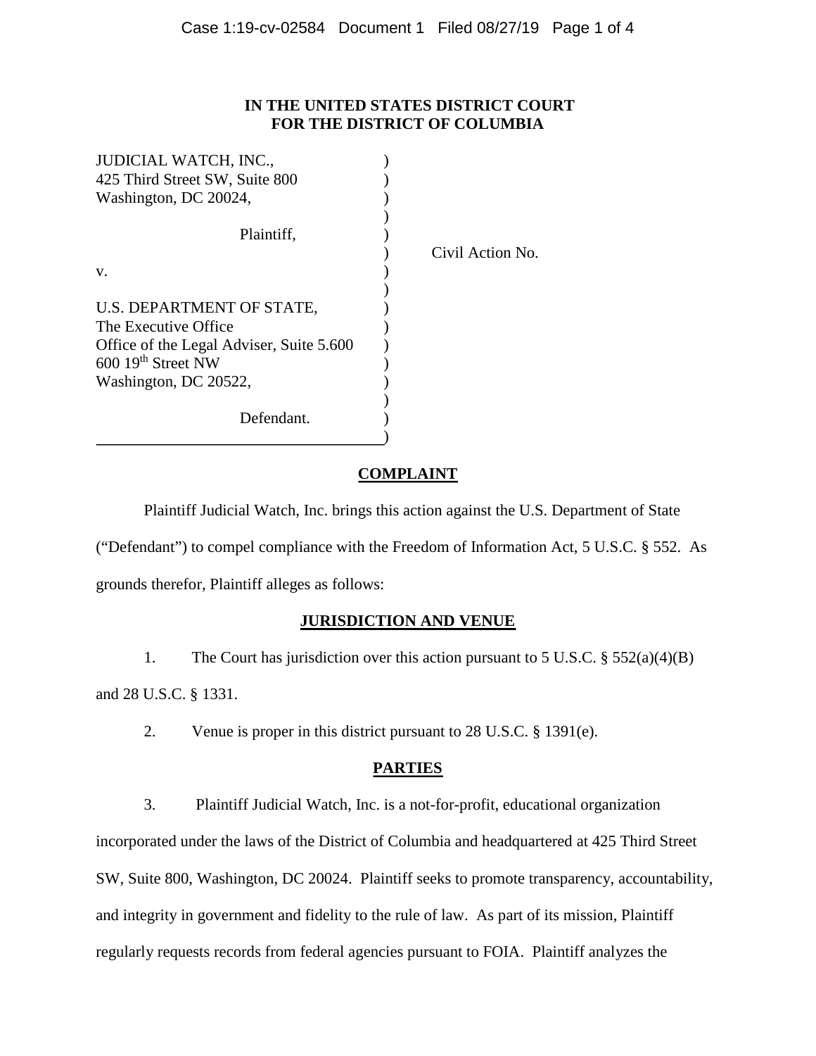**IN THE UNITED STATES DISTRICT COURT**
**FOR THE DISTRICT OF COLUMBIA**

JUDICIAL WATCH, INC.,
425 Third Street SW, Suite 800
Washington, DC 20024,

Plaintiff,

v.

U.S. DEPARTMENT OF STATE,
The Executive Office
Office of the Legal Adviser, Suite 5.600
600 19th Street NW
Washington, DC 20522,

Defendant.

Civil Action No.

## COMPLAINT

Plaintiff Judicial Watch, Inc. brings this action against the U.S. Department of State ("Defendant") to compel compliance with the Freedom of Information Act, 5 U.S.C. § 552. As grounds therefor, Plaintiff alleges as follows:

## JURISDICTION AND VENUE

1. The Court has jurisdiction over this action pursuant to 5 U.S.C. § 552(a)(4)(B) and 28 U.S.C. § 1331.

2. Venue is proper in this district pursuant to 28 U.S.C. § 1391(e).

## PARTIES

3. Plaintiff Judicial Watch, Inc. is a not-for-profit, educational organization incorporated under the laws of the District of Columbia and headquartered at 425 Third Street SW, Suite 800, Washington, DC 20024. Plaintiff seeks to promote transparency, accountability, and integrity in government and fidelity to the rule of law. As part of its mission, Plaintiff regularly requests records from federal agencies pursuant to FOIA. Plaintiff analyzes the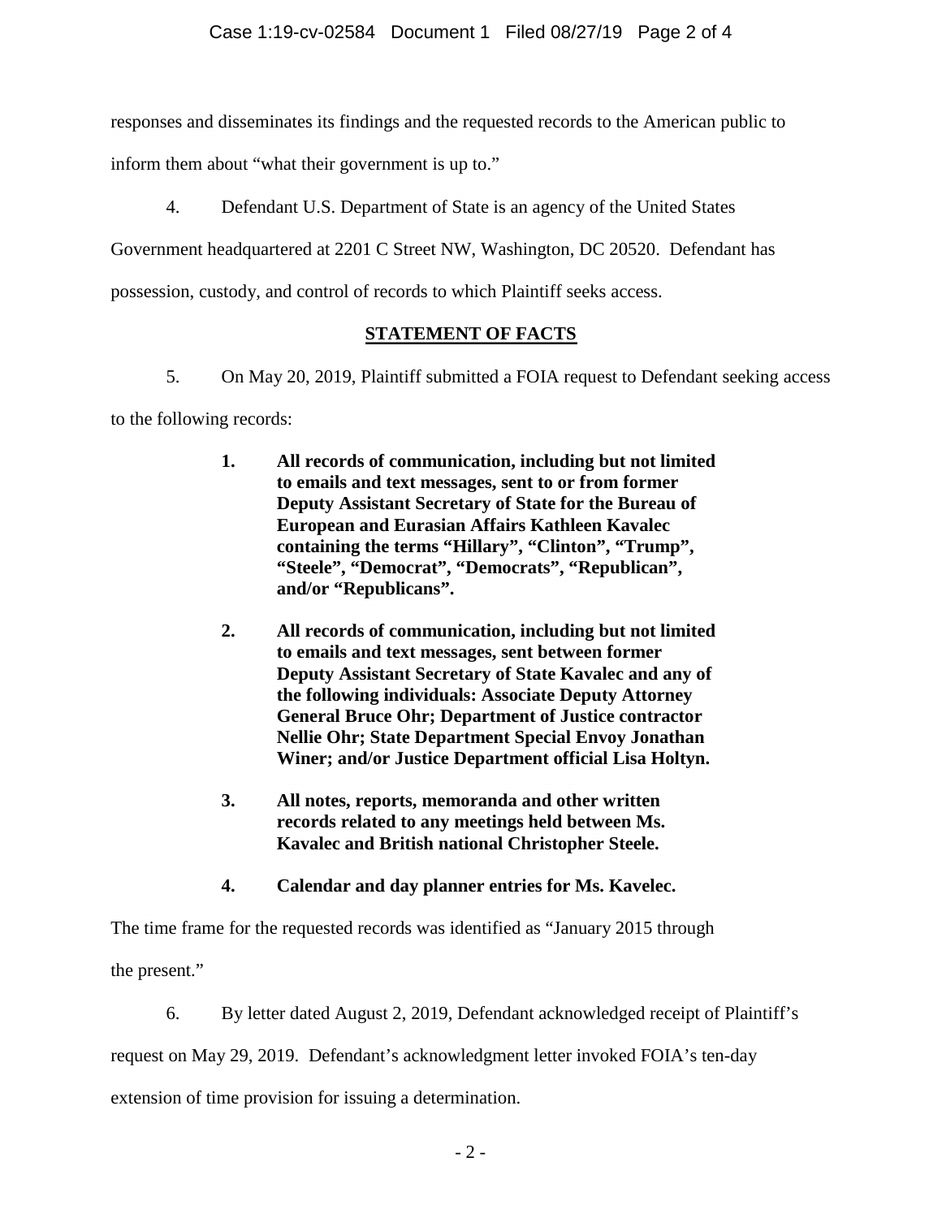responses and disseminates its findings and the requested records to the American public to inform them about "what their government is up to."

4. Defendant U.S. Department of State is an agency of the United States Government headquartered at 2201 C Street NW, Washington, DC 20520. Defendant has possession, custody, and control of records to which Plaintiff seeks access.

## STATEMENT OF FACTS

5. On May 20, 2019, Plaintiff submitted a FOIA request to Defendant seeking access to the following records:

> **1. All records of communication, including but not limited to emails and text messages, sent to or from former Deputy Assistant Secretary of State for the Bureau of European and Eurasian Affairs Kathleen Kavalec containing the terms "Hillary", "Clinton", "Trump", "Steele", "Democrat", "Democrats", "Republican", and/or "Republicans".**
>
> **2. All records of communication, including but not limited to emails and text messages, sent between former Deputy Assistant Secretary of State Kavalec and any of the following individuals: Associate Deputy Attorney General Bruce Ohr; Department of Justice contractor Nellie Ohr; State Department Special Envoy Jonathan Winer; and/or Justice Department official Lisa Holtyn.**
>
> **3. All notes, reports, memoranda and other written records related to any meetings held between Ms. Kavalec and British national Christopher Steele.**
>
> **4. Calendar and day planner entries for Ms. Kavelec.**

The time frame for the requested records was identified as "January 2015 through the present."

6. By letter dated August 2, 2019, Defendant acknowledged receipt of Plaintiff's request on May 29, 2019. Defendant's acknowledgment letter invoked FOIA's ten-day extension of time provision for issuing a determination.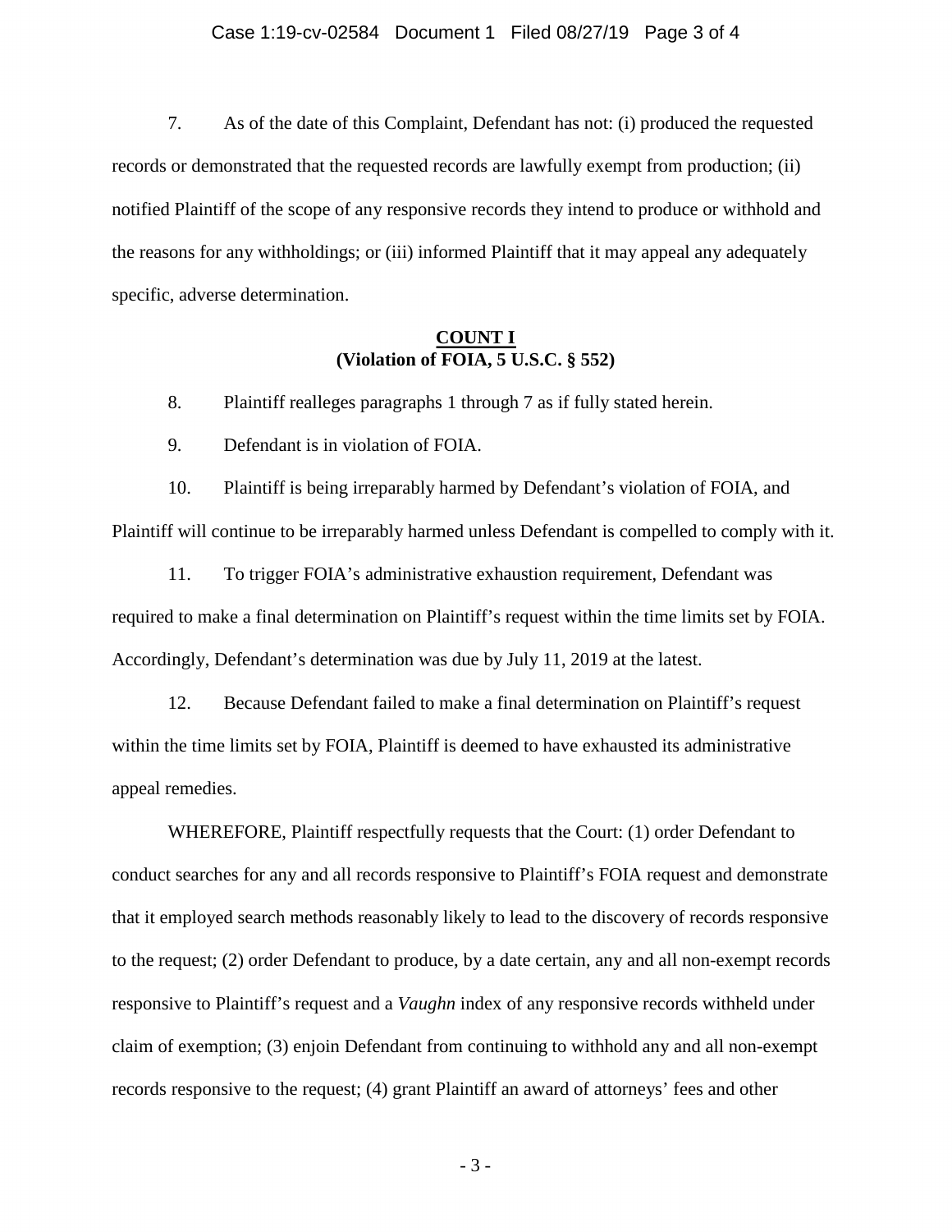7. As of the date of this Complaint, Defendant has not: (i) produced the requested records or demonstrated that the requested records are lawfully exempt from production; (ii) notified Plaintiff of the scope of any responsive records they intend to produce or withhold and the reasons for any withholdings; or (iii) informed Plaintiff that it may appeal any adequately specific, adverse determination.

**COUNT I**
**(Violation of FOIA, 5 U.S.C. § 552)**

8. Plaintiff realleges paragraphs 1 through 7 as if fully stated herein.

9. Defendant is in violation of FOIA.

10. Plaintiff is being irreparably harmed by Defendant's violation of FOIA, and Plaintiff will continue to be irreparably harmed unless Defendant is compelled to comply with it.

11. To trigger FOIA's administrative exhaustion requirement, Defendant was required to make a final determination on Plaintiff's request within the time limits set by FOIA. Accordingly, Defendant's determination was due by July 11, 2019 at the latest.

12. Because Defendant failed to make a final determination on Plaintiff's request within the time limits set by FOIA, Plaintiff is deemed to have exhausted its administrative appeal remedies.

WHEREFORE, Plaintiff respectfully requests that the Court: (1) order Defendant to conduct searches for any and all records responsive to Plaintiff's FOIA request and demonstrate that it employed search methods reasonably likely to lead to the discovery of records responsive to the request; (2) order Defendant to produce, by a date certain, any and all non-exempt records responsive to Plaintiff's request and a *Vaughn* index of any responsive records withheld under claim of exemption; (3) enjoin Defendant from continuing to withhold any and all non-exempt records responsive to the request; (4) grant Plaintiff an award of attorneys' fees and other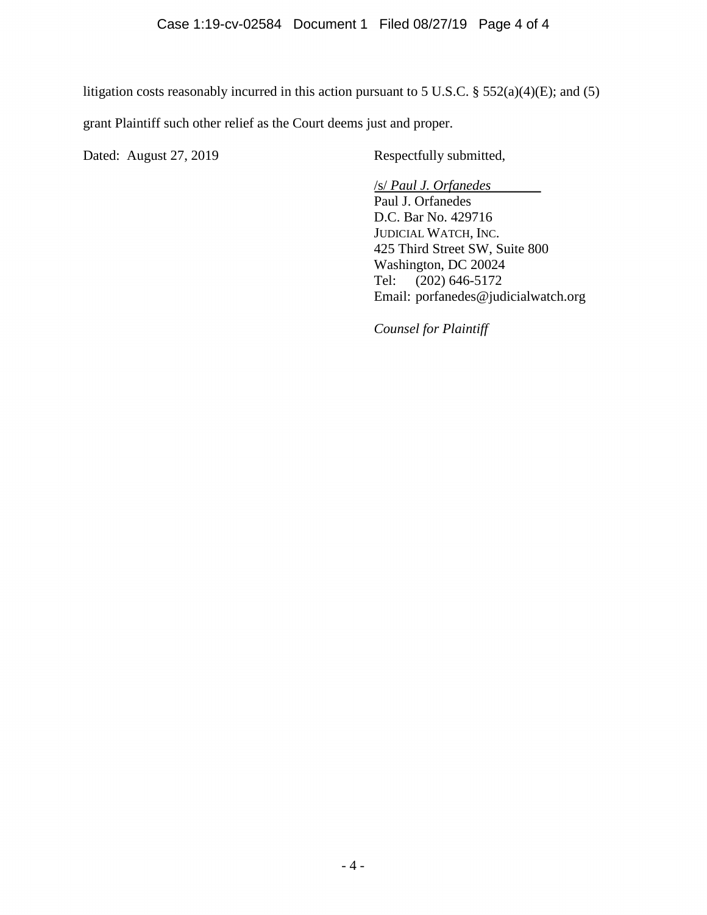litigation costs reasonably incurred in this action pursuant to 5 U.S.C. § 552(a)(4)(E); and (5) grant Plaintiff such other relief as the Court deems just and proper.

Dated: August 27, 2019

Respectfully submitted,

/s/ *Paul J. Orfanedes*
Paul J. Orfanedes
D.C. Bar No. 429716
JUDICIAL WATCH, INC.
425 Third Street SW, Suite 800
Washington, DC 20024
Tel: (202) 646-5172
Email: porfanedes@judicialwatch.org

*Counsel for Plaintiff*